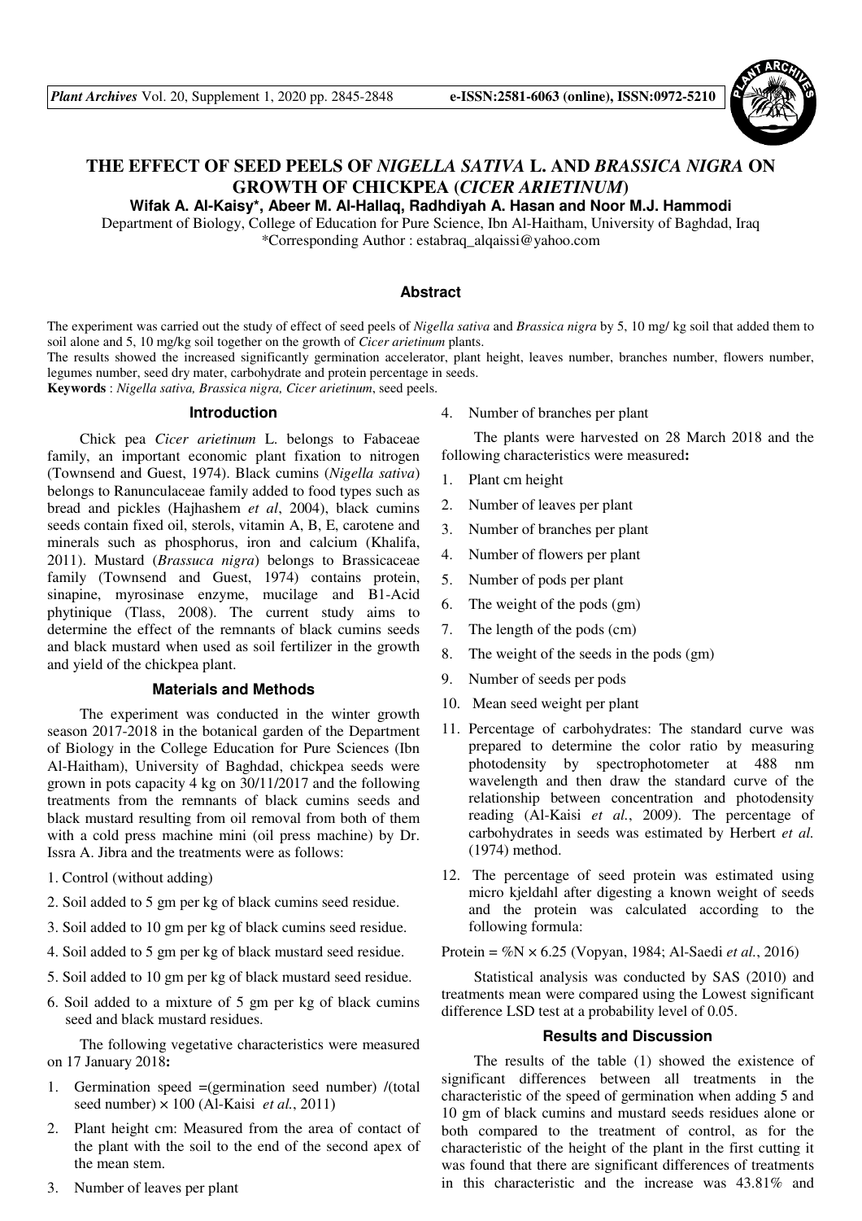# THE EFFECT OF SEED PEELS OF *NIGELLA SATIVA* L. AND *BRASSICA NIGRA* ON GROWTH OF CHICKPEA (*CICER ARIETINUM*)

**Wifak A. Al-Kaisy\*, Abeer M. Al-Hallaq, Radhdiyah A. Hasan and Noor M.J. Hammodi**

Department of Biology, College of Education for Pure Science, Ibn Al-Haitham, University of Baghdad, Iraq

\*Corresponding Author : estabraq_alqaissi@yahoo.com

## Abstract

The experiment was carried out the study of effect of seed peels of *Nigella sativa* and *Brassica nigra* by 5, 10 mg/ kg soil that added them to soil alone and 5, 10 mg/kg soil together on the growth of *Cicer arietinum* plants.

The results showed the increased significantly germination accelerator, plant height, leaves number, branches number, flowers number, legumes number, seed dry mater, carbohydrate and protein percentage in seeds.

**Keywords** : *Nigella sativa, Brassica nigra, Cicer arietinum*, seed peels.

## Introduction

Chick pea *Cicer arietinum* L. belongs to Fabaceae family, an important economic plant fixation to nitrogen (Townsend and Guest, 1974). Black cumins (*Nigella sativa*) belongs to Ranunculaceae family added to food types such as bread and pickles (Hajhashem *et al*, 2004), black cumins seeds contain fixed oil, sterols, vitamin A, B, E, carotene and minerals such as phosphorus, iron and calcium (Khalifa, 2011). Mustard (*Brassuca nigra*) belongs to Brassicaceae family (Townsend and Guest, 1974) contains protein, sinapine, myrosinase enzyme, mucilage and B1-Acid phytinique (Tlass, 2008). The current study aims to determine the effect of the remnants of black cumins seeds and black mustard when used as soil fertilizer in the growth and yield of the chickpea plant.

## Materials and Methods

The experiment was conducted in the winter growth season 2017-2018 in the botanical garden of the Department of Biology in the College Education for Pure Sciences (Ibn Al-Haitham), University of Baghdad, chickpea seeds were grown in pots capacity 4 kg on 30/11/2017 and the following treatments from the remnants of black cumins seeds and black mustard resulting from oil removal from both of them with a cold press machine mini (oil press machine) by Dr. Issra A. Jibra and the treatments were as follows:

1. Control (without adding)
2. Soil added to 5 gm per kg of black cumins seed residue.
3. Soil added to 10 gm per kg of black cumins seed residue.
4. Soil added to 5 gm per kg of black mustard seed residue.
5. Soil added to 10 gm per kg of black mustard seed residue.
6. Soil added to a mixture of 5 gm per kg of black cumins seed and black mustard residues.

The following vegetative characteristics were measured on 17 January 2018**:**

1. Germination speed =(germination seed number) /(total seed number) × 100 (Al-Kaisi *et al.*, 2011)
2. Plant height cm: Measured from the area of contact of the plant with the soil to the end of the second apex of the mean stem.
3. Number of leaves per plant
4. Number of branches per plant

The plants were harvested on 28 March 2018 and the following characteristics were measured**:**

1. Plant cm height
2. Number of leaves per plant
3. Number of branches per plant
4. Number of flowers per plant
5. Number of pods per plant
6. The weight of the pods (gm)
7. The length of the pods (cm)
8. The weight of the seeds in the pods (gm)
9. Number of seeds per pods
10. Mean seed weight per plant
11. Percentage of carbohydrates: The standard curve was prepared to determine the color ratio by measuring photodensity by spectrophotometer at 488 nm wavelength and then draw the standard curve of the relationship between concentration and photodensity reading (Al-Kaisi *et al.*, 2009). The percentage of carbohydrates in seeds was estimated by Herbert *et al.* (1974) method.
12. The percentage of seed protein was estimated using micro kjeldahl after digesting a known weight of seeds and the protein was calculated according to the following formula:

Protein = %N × 6.25 (Vopyan, 1984; Al-Saedi *et al.*, 2016)

Statistical analysis was conducted by SAS (2010) and treatments mean were compared using the Lowest significant difference LSD test at a probability level of 0.05.

## Results and Discussion

The results of the table (1) showed the existence of significant differences between all treatments in the characteristic of the speed of germination when adding 5 and 10 gm of black cumins and mustard seeds residues alone or both compared to the treatment of control, as for the characteristic of the height of the plant in the first cutting it was found that there are significant differences of treatments in this characteristic and the increase was 43.81% and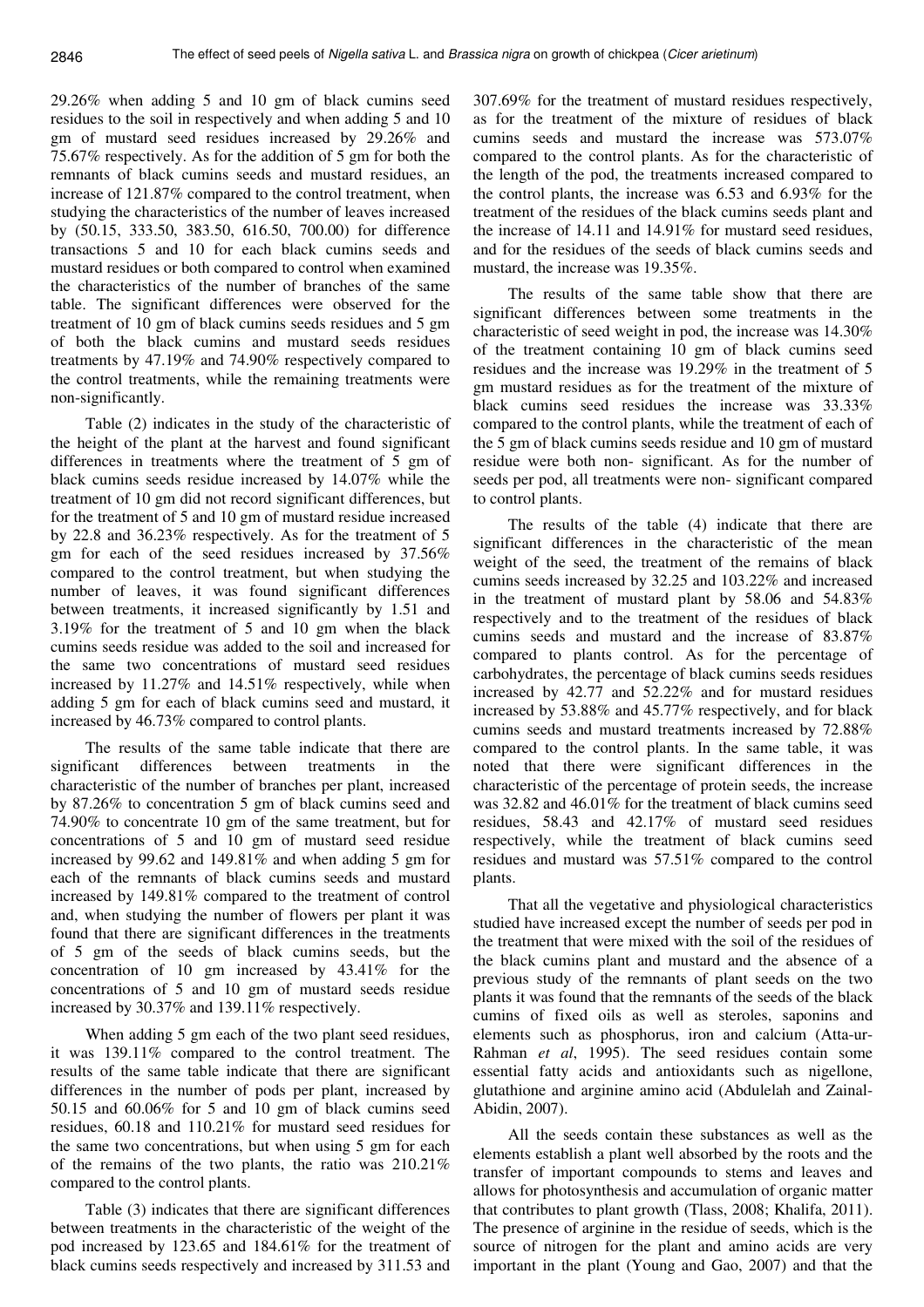29.26% when adding 5 and 10 gm of black cumins seed residues to the soil in respectively and when adding 5 and 10 gm of mustard seed residues increased by 29.26% and 75.67% respectively. As for the addition of 5 gm for both the remnants of black cumins seeds and mustard residues, an increase of 121.87% compared to the control treatment, when studying the characteristics of the number of leaves increased by (50.15, 333.50, 383.50, 616.50, 700.00) for difference transactions 5 and 10 for each black cumins seeds and mustard residues or both compared to control when examined the characteristics of the number of branches of the same table. The significant differences were observed for the treatment of 10 gm of black cumins seeds residues and 5 gm of both the black cumins and mustard seeds residues treatments by 47.19% and 74.90% respectively compared to the control treatments, while the remaining treatments were non-significantly.

Table (2) indicates in the study of the characteristic of the height of the plant at the harvest and found significant differences in treatments where the treatment of 5 gm of black cumins seeds residue increased by 14.07% while the treatment of 10 gm did not record significant differences, but for the treatment of 5 and 10 gm of mustard residue increased by 22.8 and 36.23% respectively. As for the treatment of 5 gm for each of the seed residues increased by 37.56% compared to the control treatment, but when studying the number of leaves, it was found significant differences between treatments, it increased significantly by 1.51 and 3.19% for the treatment of 5 and 10 gm when the black cumins seeds residue was added to the soil and increased for the same two concentrations of mustard seed residues increased by 11.27% and 14.51% respectively, while when adding 5 gm for each of black cumins seed and mustard, it increased by 46.73% compared to control plants.

The results of the same table indicate that there are significant differences between treatments in the characteristic of the number of branches per plant, increased by 87.26% to concentration 5 gm of black cumins seed and 74.90% to concentrate 10 gm of the same treatment, but for concentrations of 5 and 10 gm of mustard seed residue increased by 99.62 and 149.81% and when adding 5 gm for each of the remnants of black cumins seeds and mustard increased by 149.81% compared to the treatment of control and, when studying the number of flowers per plant it was found that there are significant differences in the treatments of 5 gm of the seeds of black cumins seeds, but the concentration of 10 gm increased by 43.41% for the concentrations of 5 and 10 gm of mustard seeds residue increased by 30.37% and 139.11% respectively.

When adding 5 gm each of the two plant seed residues, it was 139.11% compared to the control treatment. The results of the same table indicate that there are significant differences in the number of pods per plant, increased by 50.15 and 60.06% for 5 and 10 gm of black cumins seed residues, 60.18 and 110.21% for mustard seed residues for the same two concentrations, but when using 5 gm for each of the remains of the two plants, the ratio was 210.21% compared to the control plants.

Table (3) indicates that there are significant differences between treatments in the characteristic of the weight of the pod increased by 123.65 and 184.61% for the treatment of black cumins seeds respectively and increased by 311.53 and 307.69% for the treatment of mustard residues respectively, as for the treatment of the mixture of residues of black cumins seeds and mustard the increase was 573.07% compared to the control plants. As for the characteristic of the length of the pod, the treatments increased compared to the control plants, the increase was 6.53 and 6.93% for the treatment of the residues of the black cumins seeds plant and the increase of 14.11 and 14.91% for mustard seed residues, and for the residues of the seeds of black cumins seeds and mustard, the increase was 19.35%.

The results of the same table show that there are significant differences between some treatments in the characteristic of seed weight in pod, the increase was 14.30% of the treatment containing 10 gm of black cumins seed residues and the increase was 19.29% in the treatment of 5 gm mustard residues as for the treatment of the mixture of black cumins seed residues the increase was 33.33% compared to the control plants, while the treatment of each of the 5 gm of black cumins seeds residue and 10 gm of mustard residue were both non- significant. As for the number of seeds per pod, all treatments were non- significant compared to control plants.

The results of the table (4) indicate that there are significant differences in the characteristic of the mean weight of the seed, the treatment of the remains of black cumins seeds increased by 32.25 and 103.22% and increased in the treatment of mustard plant by 58.06 and 54.83% respectively and to the treatment of the residues of black cumins seeds and mustard and the increase of 83.87% compared to plants control. As for the percentage of carbohydrates, the percentage of black cumins seeds residues increased by 42.77 and 52.22% and for mustard residues increased by 53.88% and 45.77% respectively, and for black cumins seeds and mustard treatments increased by 72.88% compared to the control plants. In the same table, it was noted that there were significant differences in the characteristic of the percentage of protein seeds, the increase was 32.82 and 46.01% for the treatment of black cumins seed residues, 58.43 and 42.17% of mustard seed residues respectively, while the treatment of black cumins seed residues and mustard was 57.51% compared to the control plants.

That all the vegetative and physiological characteristics studied have increased except the number of seeds per pod in the treatment that were mixed with the soil of the residues of the black cumins plant and mustard and the absence of a previous study of the remnants of plant seeds on the two plants it was found that the remnants of the seeds of the black cumins of fixed oils as well as steroles, saponins and elements such as phosphorus, iron and calcium (Atta-ur-Rahman *et al*, 1995). The seed residues contain some essential fatty acids and antioxidants such as nigellone, glutathione and arginine amino acid (Abdulelah and Zainal-Abidin, 2007).

All the seeds contain these substances as well as the elements establish a plant well absorbed by the roots and the transfer of important compounds to stems and leaves and allows for photosynthesis and accumulation of organic matter that contributes to plant growth (Tlass, 2008; Khalifa, 2011). The presence of arginine in the residue of seeds, which is the source of nitrogen for the plant and amino acids are very important in the plant (Young and Gao, 2007) and that the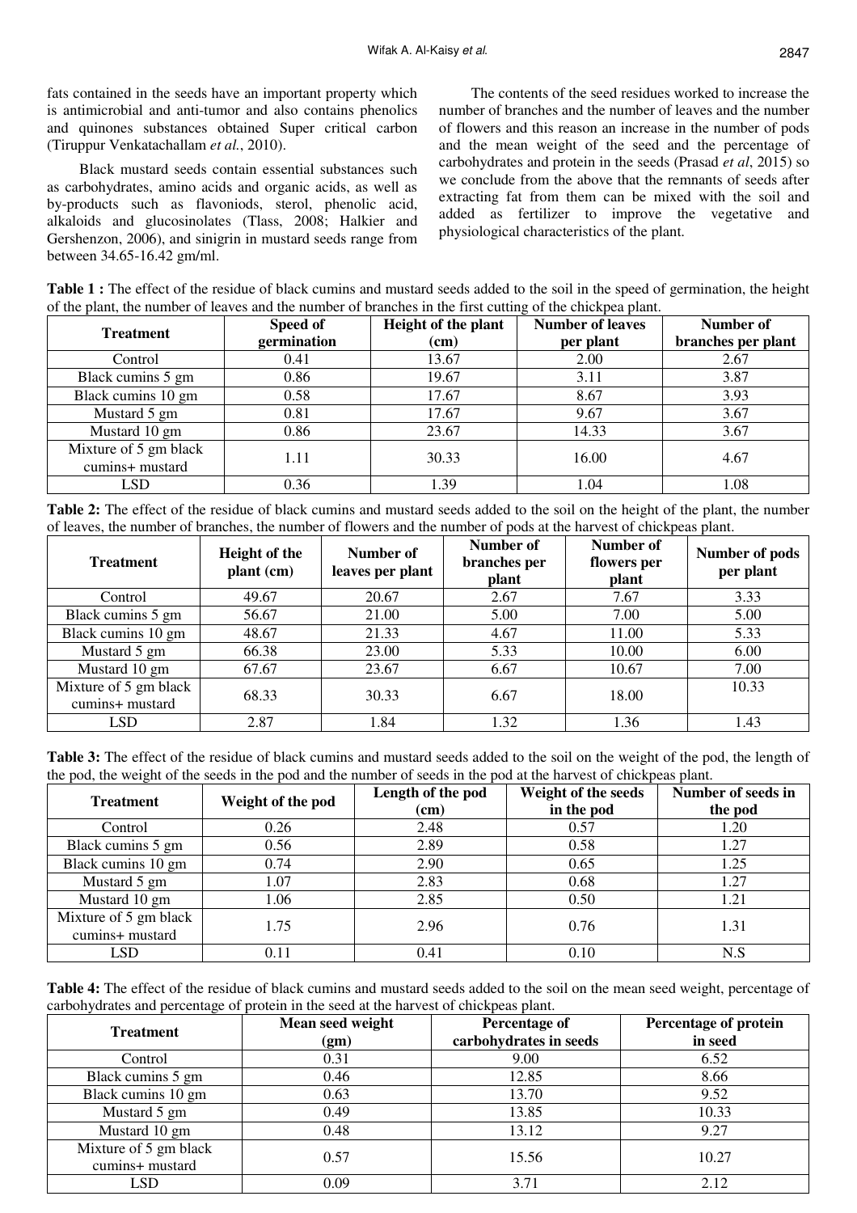fats contained in the seeds have an important property which is antimicrobial and anti-tumor and also contains phenolics and quinones substances obtained Super critical carbon (Tiruppur Venkatachallam *et al.*, 2010).

Black mustard seeds contain essential substances such as carbohydrates, amino acids and organic acids, as well as by-products such as flavoniods, sterol, phenolic acid, alkaloids and glucosinolates (Tlass, 2008; Halkier and Gershenzon, 2006), and sinigrin in mustard seeds range from between 34.65-16.42 gm/ml.

The contents of the seed residues worked to increase the number of branches and the number of leaves and the number of flowers and this reason an increase in the number of pods and the mean weight of the seed and the percentage of carbohydrates and protein in the seeds (Prasad *et al*, 2015) so we conclude from the above that the remnants of seeds after extracting fat from them can be mixed with the soil and added as fertilizer to improve the vegetative and physiological characteristics of the plant.

**Table 1 :** The effect of the residue of black cumins and mustard seeds added to the soil in the speed of germination, the height of the plant, the number of leaves and the number of branches in the first cutting of the chickpea plant.

| Treatment | Speed of germination | Height of the plant (cm) | Number of leaves per plant | Number of branches per plant |
|---|---|---|---|---|
| Control | 0.41 | 13.67 | 2.00 | 2.67 |
| Black cumins 5 gm | 0.86 | 19.67 | 3.11 | 3.87 |
| Black cumins 10 gm | 0.58 | 17.67 | 8.67 | 3.93 |
| Mustard 5 gm | 0.81 | 17.67 | 9.67 | 3.67 |
| Mustard 10 gm | 0.86 | 23.67 | 14.33 | 3.67 |
| Mixture of 5 gm black cumins+ mustard | 1.11 | 30.33 | 16.00 | 4.67 |
| LSD | 0.36 | 1.39 | 1.04 | 1.08 |

**Table 2:** The effect of the residue of black cumins and mustard seeds added to the soil on the height of the plant, the number of leaves, the number of branches, the number of flowers and the number of pods at the harvest of chickpeas plant.

| Treatment | Height of the plant (cm) | Number of leaves per plant | Number of branches per plant | Number of flowers per plant | Number of pods per plant |
|---|---|---|---|---|---|
| Control | 49.67 | 20.67 | 2.67 | 7.67 | 3.33 |
| Black cumins 5 gm | 56.67 | 21.00 | 5.00 | 7.00 | 5.00 |
| Black cumins 10 gm | 48.67 | 21.33 | 4.67 | 11.00 | 5.33 |
| Mustard 5 gm | 66.38 | 23.00 | 5.33 | 10.00 | 6.00 |
| Mustard 10 gm | 67.67 | 23.67 | 6.67 | 10.67 | 7.00 |
| Mixture of 5 gm black cumins+ mustard | 68.33 | 30.33 | 6.67 | 18.00 | 10.33 |
| LSD | 2.87 | 1.84 | 1.32 | 1.36 | 1.43 |

**Table 3:** The effect of the residue of black cumins and mustard seeds added to the soil on the weight of the pod, the length of the pod, the weight of the seeds in the pod and the number of seeds in the pod at the harvest of chickpeas plant.

| Treatment | Weight of the pod | Length of the pod (cm) | Weight of the seeds in the pod | Number of seeds in the pod |
|---|---|---|---|---|
| Control | 0.26 | 2.48 | 0.57 | 1.20 |
| Black cumins 5 gm | 0.56 | 2.89 | 0.58 | 1.27 |
| Black cumins 10 gm | 0.74 | 2.90 | 0.65 | 1.25 |
| Mustard 5 gm | 1.07 | 2.83 | 0.68 | 1.27 |
| Mustard 10 gm | 1.06 | 2.85 | 0.50 | 1.21 |
| Mixture of 5 gm black cumins+ mustard | 1.75 | 2.96 | 0.76 | 1.31 |
| LSD | 0.11 | 0.41 | 0.10 | N.S |

**Table 4:** The effect of the residue of black cumins and mustard seeds added to the soil on the mean seed weight, percentage of carbohydrates and percentage of protein in the seed at the harvest of chickpeas plant.

| Treatment | Mean seed weight (gm) | Percentage of carbohydrates in seeds | Percentage of protein in seed |
|---|---|---|---|
| Control | 0.31 | 9.00 | 6.52 |
| Black cumins 5 gm | 0.46 | 12.85 | 8.66 |
| Black cumins 10 gm | 0.63 | 13.70 | 9.52 |
| Mustard 5 gm | 0.49 | 13.85 | 10.33 |
| Mustard 10 gm | 0.48 | 13.12 | 9.27 |
| Mixture of 5 gm black cumins+ mustard | 0.57 | 15.56 | 10.27 |
| LSD | 0.09 | 3.71 | 2.12 |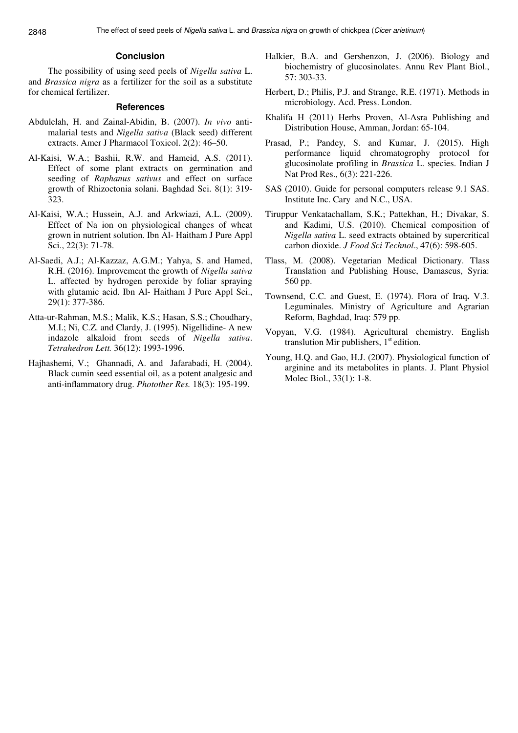## Conclusion

The possibility of using seed peels of *Nigella sativa* L. and *Brassica nigra* as a fertilizer for the soil as a substitute for chemical fertilizer.

## References

Abdulelah, H. and Zainal-Abidin, B. (2007). *In vivo* anti-malarial tests and *Nigella sativa* (Black seed) different extracts. Amer J Pharmacol Toxicol. 2(2): 46–50.

Al-Kaisi, W.A.; Bashii, R.W. and Hameid, A.S. (2011). Effect of some plant extracts on germination and seeding of *Raphanus sativus* and effect on surface growth of Rhizoctonia solani. Baghdad Sci. 8(1): 319-323.

Al-Kaisi, W.A.; Hussein, A.J. and Arkwiazi, A.L. (2009). Effect of Na ion on physiological changes of wheat grown in nutrient solution. Ibn Al- Haitham J Pure Appl Sci., 22(3): 71-78.

Al-Saedi, A.J.; Al-Kazzaz, A.G.M.; Yahya, S. and Hamed, R.H. (2016). Improvement the growth of *Nigella sativa* L. affected by hydrogen peroxide by foliar spraying with glutamic acid. Ibn Al- Haitham J Pure Appl Sci., 29(1): 377-386.

Atta-ur-Rahman, M.S.; Malik, K.S.; Hasan, S.S.; Choudhary, M.I.; Ni, C.Z. and Clardy, J. (1995). Nigellidine- A new indazole alkaloid from seeds of *Nigella sativa*. *Tetrahedron Lett.* 36(12): 1993-1996.

Hajhashemi, V.; Ghannadi, A. and Jafarabadi, H. (2004). Black cumin seed essential oil, as a potent analgesic and anti-inflammatory drug. *Phytother Res.* 18(3): 195-199.

Halkier, B.A. and Gershenzon, J. (2006). Biology and biochemistry of glucosinolates. Annu Rev Plant Biol., 57: 303-33.

Herbert, D.; Philis, P.J. and Strange, R.E. (1971). Methods in microbiology. Acd. Press. London.

Khalifa H (2011) Herbs Proven, Al-Asra Publishing and Distribution House, Amman, Jordan: 65-104.

Prasad, P.; Pandey, S. and Kumar, J. (2015). High performance liquid chromatogrophy protocol for glucosinolate profiling in *Brassica* L. species. Indian J Nat Prod Res., 6(3): 221-226.

SAS (2010). Guide for personal computers release 9.1 SAS. Institute Inc. Cary and N.C., USA.

Tiruppur Venkatachallam, S.K.; Pattekhan, H.; Divakar, S. and Kadimi, U.S. (2010). Chemical composition of *Nigella sativa* L. seed extracts obtained by supercritical carbon dioxide. *J Food Sci Technol*., 47(6): 598-605.

Tlass, M. (2008). Vegetarian Medical Dictionary. Tlass Translation and Publishing House, Damascus, Syria: 560 pp.

Townsend, C.C. and Guest, E. (1974). Flora of Iraq**.** V.3. Leguminales. Ministry of Agriculture and Agrarian Reform, Baghdad, Iraq: 579 pp.

Vopyan, V.G. (1984). Agricultural chemistry. English translution Mir publishers, 1st edition.

Young, H.Q. and Gao, H.J. (2007). Physiological function of arginine and its metabolites in plants. J. Plant Physiol Molec Biol., 33(1): 1-8.